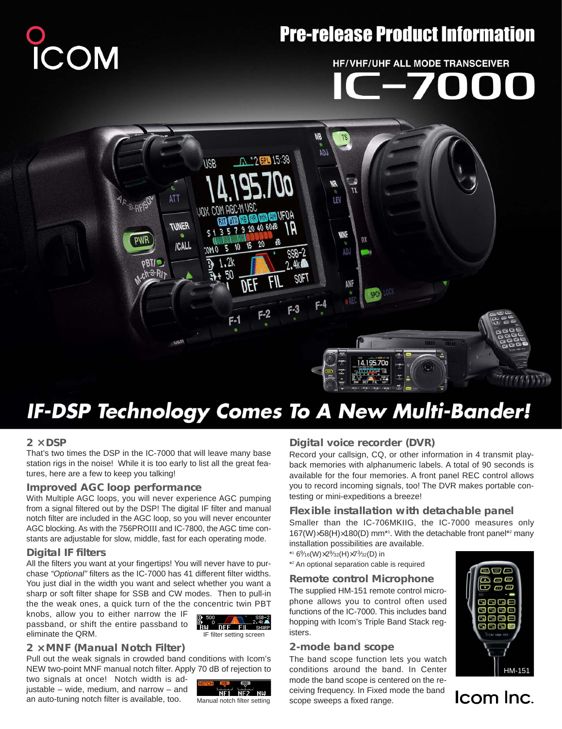ICOM

# Pre-release Product Information

HF/VHF/UHF ALL MODE TRANSCEIVER

# IC-7000

## IF-DSP Technology Comes To A New Multi-Bander!

### 2 × DSP

That's two times the DSP in the IC-7000 that will leave many base station rigs in the noise! While it is too early to list all the great features, here are a few to keep you talking!

### Improved AGC loop performance

With Multiple AGC loops, you will never experience AGC pumping from a signal filtered out by the DSP! The digital IF filter and manual notch filter are included in the AGC loop, so you will never encounter AGC blocking. As with the 756PROIII and IC-7800, the AGC time constants are adjustable for slow, middle, fast for each operating mode.

### Digital IF filters

All the filters you want at your fingertips! You will never have to purchase *"Optional"* filters as the IC-7000 has 41 different filter widths. You just dial in the width you want and select whether you want a sharp or soft filter shape for SSB and CW modes. Then to pull-in the weak ones, a quick turn of the the concentric twin PBT knobs, allow you to either narrow the IF passband, or shift the entire passband to eliminate the QRM.

IF filter setting screen

### 2 × MNF (Manual Notch Filter)

Pull out the weak signals in crowded band conditions with Icom's NEW two-point MNF manual notch filter. Apply 70 dB of rejection to two signals at once! Notch width is adjustable – wide, medium, and narrow – and an auto-tuning notch filter is available, too.

Manual notch filter setting

### Digital voice recorder (DVR)

Record your callsign, CQ, or other information in 4 transmit playback memories with alphanumeric labels. A total of 90 seconds is available for the four memories. A front panel REC control allows you to record incoming signals, too! The DVR makes portable contesting or mini-expeditions a breeze!

### Flexible installation with detachable panel

Smaller than the IC-706MKIIG, the IC-7000 measures only 167(W)×58(H)×180(D) mm*1. With the detachable front panel*2 many installation possibilities are available.

*1 6$\frac{9}{16}$(W)×2$\frac{9}{32}$(H)×7$\frac{3}{32}$(D) in

*2 An optional separation cable is required

### Remote control Microphone

The supplied HM-151 remote control microphone allows you to control often used functions of the IC-7000. This includes band hopping with Icom's Triple Band Stack registers.

HM-151

### 2-mode band scope

The band scope function lets you watch conditions around the band. In Center mode the band scope is centered on the receiving frequency. In Fixed mode the band scope sweeps a fixed range.

Icom Inc.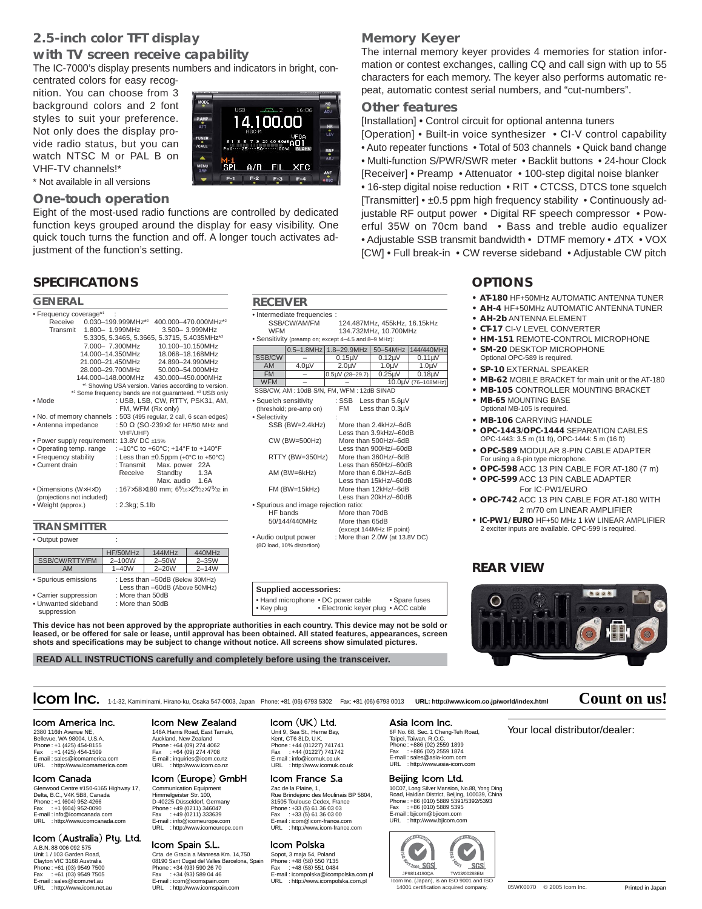## 2.5-inch color TFT display with TV screen receive capability

The IC-7000's display presents numbers and indicators in bright, concentrated colors for easy recognition. You can choose from 3 background colors and 2 font styles to suit your preference. Not only does the display provide radio status, but you can watch NTSC M or PAL B on VHF-TV channels!*

\* Not available in all versions

## One-touch operation

Eight of the most-used radio functions are controlled by dedicated function keys grouped around the display for easy visibility. One quick touch turns the function and off. A longer touch activates adjustment of the function's setting.

## Memory Keyer

The internal memory keyer provides 4 memories for station information and contest exchanges, calling CQ and call sign with up to 55 characters for each memory. The keyer also performs automatic repeat, automatic contest serial numbers, and "cut-numbers".

## Other features

[Installation] • Control circuit for optional antenna tuners
[Operation] • Built-in voice synthesizer • CI-V control capability • Auto repeater functions • Total of 503 channels • Quick band change • Multi-function S/PWR/SWR meter • Backlit buttons • 24-hour Clock
[Receiver] • Preamp • Attenuator • 100-step digital noise blanker • 16-step digital noise reduction • RIT • CTCSS, DTCS tone squelch
[Transmitter] • ±0.5 ppm high frequency stability • Continuously adjustable RF output power • Digital RF speech compressor • Powerful 35W on 70cm band • Bass and treble audio equalizer • Adjustable SSB transmit bandwidth • DTMF memory • ΔTX • VOX
[CW] • Full break-in • CW reverse sideband • Adjustable CW pitch

## SPECIFICATIONS

### GENERAL

- Frequency coverage[*1] :
  - Receive 0.030–199.999MHz[*2] 400.000–470.000MHz[*2]
  - Transmit 1.800– 1.999MHz 3.500– 3.999MHz
    - 5.3305, 5.3465, 5.3665, 5.3715, 5.4035MHz[*3]
    - 7.000– 7.300MHz 10.100–10.150MHz
    - 14.000–14.350MHz 18.068–18.168MHz
    - 21.000–21.450MHz 24.890–24.990MHz
    - 28.000–29.700MHz 50.000–54.000MHz
    - 144.000–148.000MHz 430.000–450.000MHz
  - [*1] Showing USA version. Varies according to version.
  - [*2] Some frequency bands are not guaranteed. [*3] USA only
- Mode : USB, LSB, CW, RTTY, PSK31, AM, FM, WFM (Rx only)
- No. of memory channels : 503 (495 regular, 2 call, 6 scan edges)
- Antenna impedance : 50 Ω (SO-239×2 for HF/50 MHz and VHF/UHF)
- Power supply requirement : 13.8V DC ±15%
- Operating temp. range : –10°C to +60°C; +14°F to +140°F
- Frequency stability : Less than ±0.5ppm (+0°C to +50°C)
- Current drain : Transmit Max. power 22A; Receive Standby 1.3A, Max. audio 1.6A
- Dimensions (W×H×D) (projections not included) : 167×58×180 mm; 6 9/16×2 9/32×7 3/32 in
- Weight (approx.) : 2.3kg; 5.1lb

### TRANSMITTER

- Output power :

| | HF/50MHz | 144MHz | 440MHz |
|---|---|---|---|
| SSB/CW/RTTY/FM | 2–100W | 2–50W | 2–35W |
| AM | 1–40W | 2–20W | 2–14W |

- Spurious emissions : Less than –50dB (Below 30MHz); Less than –60dB (Above 50MHz)
- Carrier suppression : More than 50dB
- Unwanted sideband suppression : More than 50dB

### RECEIVER

- Intermediate frequencies :
  - SSB/CW/AM/FM 124.487MHz, 455kHz, 16.15kHz
  - WFM 134.732MHz, 10.700MHz
- Sensitivity (preamp on; except 4–4.5 and 8–9 MHz):

| | 0.5–1.8MHz | 1.8–29.9MHz | 50–54MHz | 144/440MHz |
|---|---|---|---|---|
| SSB/CW | – | 0.15μV | 0.12μV | 0.11μV |
| AM | 4.0μV | 2.0μV | 1.0μV | 1.0μV |
| FM | – | 0.5μV (28–29.7) | 0.25μV | 0.18μV |
| WFM | – | – | 10.0μV (76–108MHz) | |

SSB/CW, AM : 10dB S/N, FM, WFM : 12dB SINAD

- Squelch sensitivity (threshold; pre-amp on) : SSB Less than 5.6μV; FM Less than 0.3μV
- Selectivity :
  - SSB (BW=2.4kHz) More than 2.4kHz/–6dB, Less than 3.9kHz/–60dB
  - CW (BW=500Hz) More than 500Hz/–6dB, Less than 900Hz/–60dB
  - RTTY (BW=350Hz) More than 360Hz/–6dB, Less than 650Hz/–60dB
  - AM (BW=6kHz) More than 6.0kHz/–6dB, Less than 15kHz/–60dB
  - FM (BW=15kHz) More than 12kHz/–6dB, Less than 20kHz/–60dB
- Spurious and image rejection ratio:
  - HF bands More than 70dB
  - 50/144/440MHz More than 65dB (except 144MHz IF point)
- Audio output power (8Ω load, 10% distortion) : More than 2.0W (at 13.8V DC)

**Supplied accessories:**
- Hand microphone • DC power cable • Spare fuses
- Key plug • Electronic keyer plug • ACC cable

**This device has not been approved by the appropriate authorities in each country. This device may not be sold or leased, or be offered for sale or lease, until approval has been obtained. All stated features, appearances, screen shots and specifications may be subject to change without notice. All screens show simulated pictures.**

**READ ALL INSTRUCTIONS carefully and completely before using the transceiver.**

## OPTIONS

- **AT-180** HF+50MHz AUTOMATIC ANTENNA TUNER
- **AH-4** HF+50MHz AUTOMATIC ANTENNA TUNER
- **AH-2b** ANTENNA ELEMENT
- **CT-17** CI-V LEVEL CONVERTER
- **HM-151** REMOTE-CONTROL MICROPHONE
- **SM-20** DESKTOP MICROPHONE
  Optional OPC-589 is required.
- **SP-10** EXTERNAL SPEAKER
- **MB-62** MOBILE BRACKET for main unit or the AT-180
- **MB-105** CONTROLLER MOUNTING BRACKET
- **MB-65** MOUNTING BASE
  Optional MB-105 is required.
- **MB-106** CARRYING HANDLE
- **OPC-1443/OPC-1444** SEPARATION CABLES
  OPC-1443: 3.5 m (11 ft), OPC-1444: 5 m (16 ft)
- **OPC-589** MODULAR 8-PIN CABLE ADAPTER
  For using a 8-pin type microphone.
- **OPC-598** ACC 13 PIN CABLE FOR AT-180 (7 m)
- **OPC-599** ACC 13 PIN CABLE ADAPTER
  For IC-PW1/EURO
- **OPC-742** ACC 13 PIN CABLE FOR AT-180 WITH 2 m/70 cm LINEAR AMPLIFIER
- **IC-PW1/EURO** HF+50 MHz 1 kW LINEAR AMPLIFIER
  2 exciter inputs are available. OPC-599 is required.

## REAR VIEW

**Icom Inc.** 1-1-32, Kamiminami, Hirano-ku, Osaka 547-0003, Japan Phone: +81 (06) 6793 5302 Fax: +81 (06) 6793 0013 **URL: http://www.icom.co.jp/world/index.html** **Count on us!**

**Icom America Inc.**
2380 116th Avenue NE, Bellevue, WA 98004, U.S.A.
Phone : +1 (425) 454-8155
Fax : +1 (425) 454-1509
E-mail : sales@icomamerica.com
URL : http://www.icomamerica.com

**Icom Canada**
Glenwood Centre #150-6165 Highway 17, Delta, B.C., V4K 5B8, Canada
Phone : +1 (604) 952-4266
Fax : +1 (604) 952-0090
E-mail : info@icomcanada.com
URL : http://www.icomcanada.com

**Icom (Australia) Pty. Ltd.**
A.B.N. 88 006 092 575
Unit 1 / 103 Garden Road, Clayton VIC 3168 Australia
Phone : +61 (03) 9549 7500
Fax : +61 (03) 9549 7505
E-mail : sales@icom.net.au
URL : http://www.icom.net.au

**Icom New Zealand**
146A Harris Road, East Tamaki, Auckland, New Zealand
Phone : +64 (09) 274 4062
Fax : +64 (09) 274 4708
E-mail : inquiries@icom.co.nz
URL : http://www.icom.co.nz

**Icom (Europe) GmbH**
Communication Equipment
Himmelgeister Str. 100, D-40225 Düsseldorf, Germany
Phone : +49 (0211) 346047
Fax : +49 (0211) 333639
E-mail : info@icomeurope.com
URL : http://www.icomeurope.com

**Icom Spain S.L.**
Crta. de Gracia a Manresa Km. 14,750
08190 Sant Cugat del Valles Barcelona, Spain
Phone : +34 (93) 590 26 70
Fax : +34 (93) 589 04 46
E-mail : icom@icomspain.com
URL : http://www.icomspain.com

**Icom (UK) Ltd.**
Unit 9, Sea St., Herne Bay, Kent, CT6 8LD, U.K.
Phone : +44 (01227) 741741
Fax : +44 (01227) 741742
E-mail : info@icomuk.co.uk
URL : http://www.icomuk.co.uk

**Icom France S.a**
Zac de la Plaine, 1, Rue Brindejonc des Moulinais BP 5804, 31505 Toulouse Cedex, France
Phone : +33 (5) 61 36 03 03
Fax : +33 (5) 61 36 03 00
E-mail : icom@icom-france.com
URL : http://www.icom-france.com

**Icom Polska**
Sopot, 3 maja 54, Poland
Phone : +48 (58) 550 7135
Fax : +48 (58) 551 0484
E-mail : icompolska@icompolska.com.pl
URL : http://www.icompolska.com.pl

**Asia Icom Inc.**
6F No. 68, Sec. 1 Cheng-Teh Road, Taipei, Taiwan, R.O.C.
Phone : +886 (02) 2559 1899
Fax : +886 (02) 2559 1874
E-mail : sales@asia-icom.com
URL : http://www.asia-icom.com

**Beijing Icom Ltd.**
10C07, Long Silver Mansion, No.88, Yong Ding Road, Haidian District, Beijing, 100039, China
Phone : +86 (010) 5889 5391/5392/5393
Fax : +86 (010) 5889 5395
E-mail : bjicom@bjicom.com
URL : http://www.bjicom.com

JP98/14190QA TW03/00288EM
Icom Inc. (Japan), is an ISO 9001 and ISO 14001 certification acquired company.

Your local distributor/dealer:

05WK0070 © 2005 Icom Inc. Printed in Japan